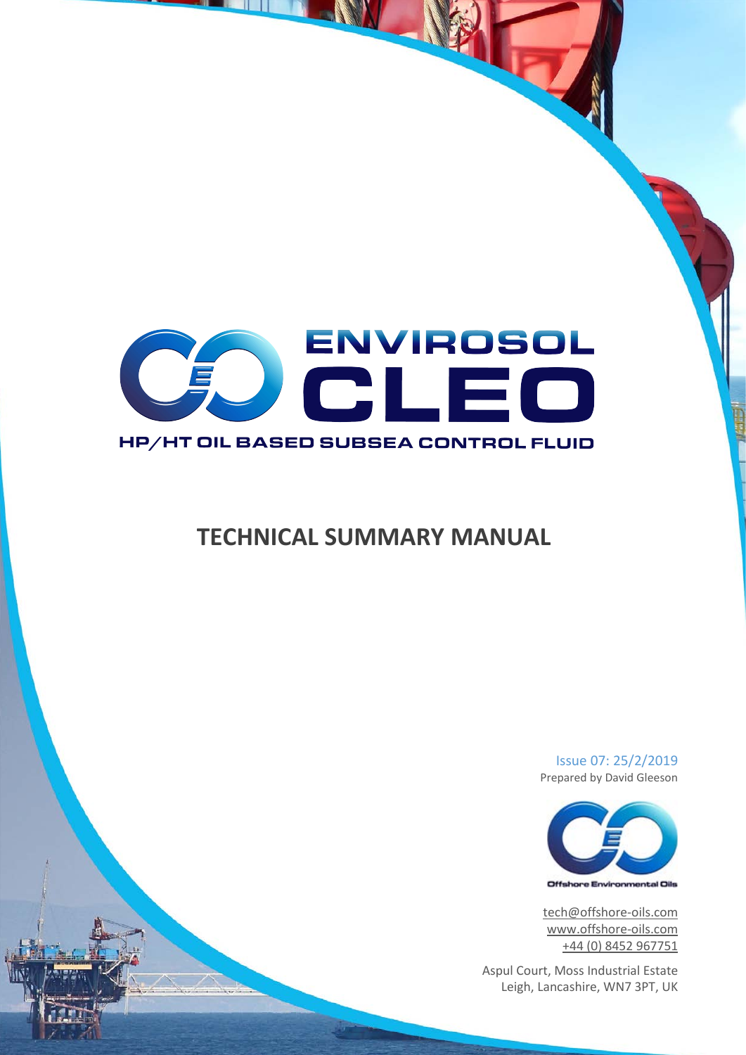# ENVIROSOL CLEO

**HP/HT OIL BASED SUBSEA CONTROL FLUID**

## TECHNICAL SUMMARY MANUAL

Issue 07: 25/2/2019

Prepared by David Gleeson

Offshore Environmental Oils

tech@offshore-oils.com

www.offshore-oils.com

+44 (0) 8452 967751

Aspul Court, Moss Industrial Estate

Leigh, Lancashire, WN7 3PT, UK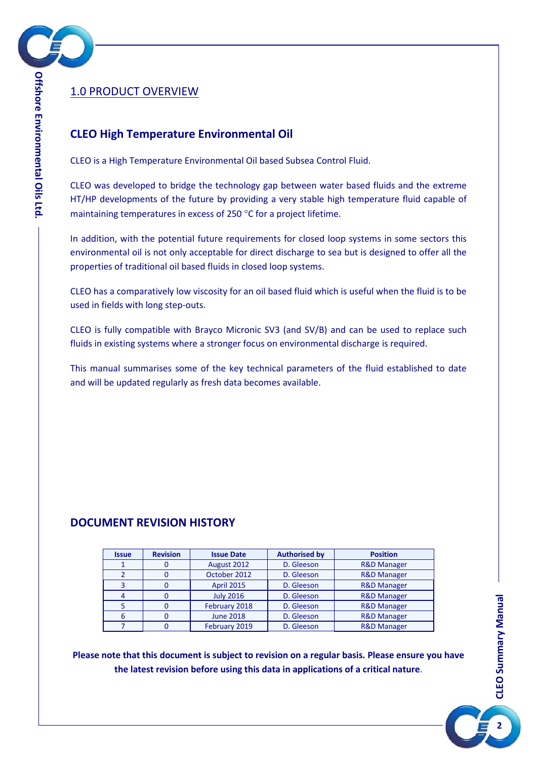## 1.0 PRODUCT OVERVIEW

### CLEO High Temperature Environmental Oil

CLEO is a High Temperature Environmental Oil based Subsea Control Fluid.

CLEO was developed to bridge the technology gap between water based fluids and the extreme HT/HP developments of the future by providing a very stable high temperature fluid capable of maintaining temperatures in excess of 250 °C for a project lifetime.

In addition, with the potential future requirements for closed loop systems in some sectors this environmental oil is not only acceptable for direct discharge to sea but is designed to offer all the properties of traditional oil based fluids in closed loop systems.

CLEO has a comparatively low viscosity for an oil based fluid which is useful when the fluid is to be used in fields with long step-outs.

CLEO is fully compatible with Brayco Micronic SV3 (and SV/B) and can be used to replace such fluids in existing systems where a stronger focus on environmental discharge is required.

This manual summarises some of the key technical parameters of the fluid established to date and will be updated regularly as fresh data becomes available.

### DOCUMENT REVISION HISTORY

| Issue | Revision | Issue Date | Authorised by | Position |
|---|---|---|---|---|
| 1 | 0 | August 2012 | D. Gleeson | R&D Manager |
| 2 | 0 | October 2012 | D. Gleeson | R&D Manager |
| 3 | 0 | April 2015 | D. Gleeson | R&D Manager |
| 4 | 0 | July 2016 | D. Gleeson | R&D Manager |
| 5 | 0 | February 2018 | D. Gleeson | R&D Manager |
| 6 | 0 | June 2018 | D. Gleeson | R&D Manager |
| 7 | 0 | February 2019 | D. Gleeson | R&D Manager |

**Please note that this document is subject to revision on a regular basis. Please ensure you have the latest revision before using this data in applications of a critical nature**.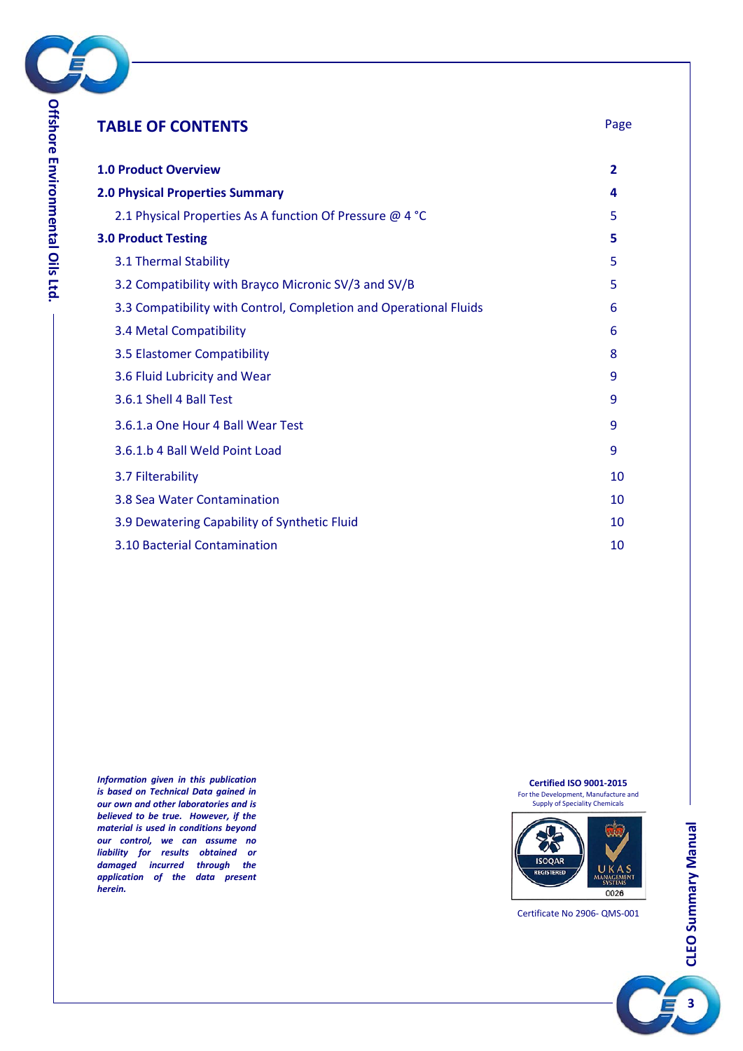# TABLE OF CONTENTS

| | Page |
|---|---|
| **1.0 Product Overview** | **2** |
| **2.0 Physical Properties Summary** | **4** |
| 2.1 Physical Properties As A function Of Pressure @ 4 °C | 5 |
| **3.0 Product Testing** | **5** |
| 3.1 Thermal Stability | 5 |
| 3.2 Compatibility with Brayco Micronic SV/3 and SV/B | 5 |
| 3.3 Compatibility with Control, Completion and Operational Fluids | 6 |
| 3.4 Metal Compatibility | 6 |
| 3.5 Elastomer Compatibility | 8 |
| 3.6 Fluid Lubricity and Wear | 9 |
| 3.6.1 Shell 4 Ball Test | 9 |
| 3.6.1.a One Hour 4 Ball Wear Test | 9 |
| 3.6.1.b 4 Ball Weld Point Load | 9 |
| 3.7 Filterability | 10 |
| 3.8 Sea Water Contamination | 10 |
| 3.9 Dewatering Capability of Synthetic Fluid | 10 |
| 3.10 Bacterial Contamination | 10 |

***Information given in this publication is based on Technical Data gained in our own and other laboratories and is believed to be true. However, if the material is used in conditions beyond our control, we can assume no liability for results obtained or damaged incurred through the application of the data present herein.***

**Certified ISO 9001-2015**
For the Development, Manufacture and Supply of Speciality Chemicals

Certificate No 2906- QMS-001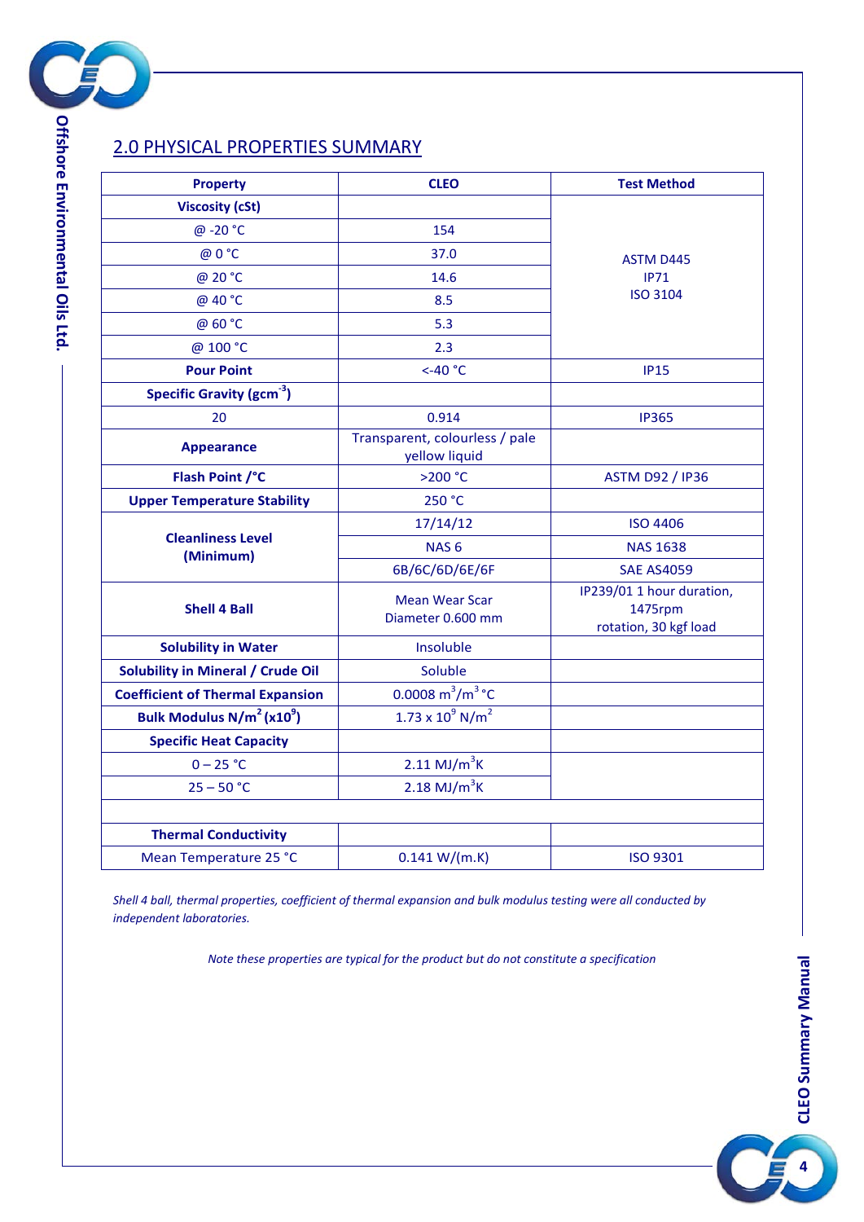## 2.0 PHYSICAL PROPERTIES SUMMARY

| Property | CLEO | Test Method |
|---|---|---|
| **Viscosity (cSt)** | | ASTM D445<br>IP71<br>ISO 3104 |
| @ -20 °C | 154 | |
| @ 0 °C | 37.0 | |
| @ 20 °C | 14.6 | |
| @ 40 °C | 8.5 | |
| @ 60 °C | 5.3 | |
| @ 100 °C | 2.3 | |
| **Pour Point** | <-40 °C | IP15 |
| **Specific Gravity ($gcm^{-3}$)** | | |
| 20 | 0.914 | IP365 |
| **Appearance** | Transparent, colourless / pale yellow liquid | |
| **Flash Point /°C** | >200 °C | ASTM D92 / IP36 |
| **Upper Temperature Stability** | 250 °C | |
| **Cleanliness Level (Minimum)** | 17/14/12 | ISO 4406 |
| | NAS 6 | NAS 1638 |
| | 6B/6C/6D/6E/6F | SAE AS4059 |
| **Shell 4 Ball** | Mean Wear Scar Diameter 0.600 mm | IP239/01 1 hour duration, 1475rpm rotation, 30 kgf load |
| **Solubility in Water** | Insoluble | |
| **Solubility in Mineral / Crude Oil** | Soluble | |
| **Coefficient of Thermal Expansion** | 0.0008 $m^3/m^3$ °C | |
| **Bulk Modulus $N/m^2$ ($x10^9$)** | 1.73 x $10^9$ $N/m^2$ | |
| **Specific Heat Capacity** | | |
| 0 – 25 °C | 2.11 $MJ/m^3K$ | |
| 25 – 50 °C | 2.18 $MJ/m^3K$ | |
| | | |
| **Thermal Conductivity** | | |
| Mean Temperature 25 °C | 0.141 W/(m.K) | ISO 9301 |

*Shell 4 ball, thermal properties, coefficient of thermal expansion and bulk modulus testing were all conducted by independent laboratories.*

*Note these properties are typical for the product but do not constitute a specification*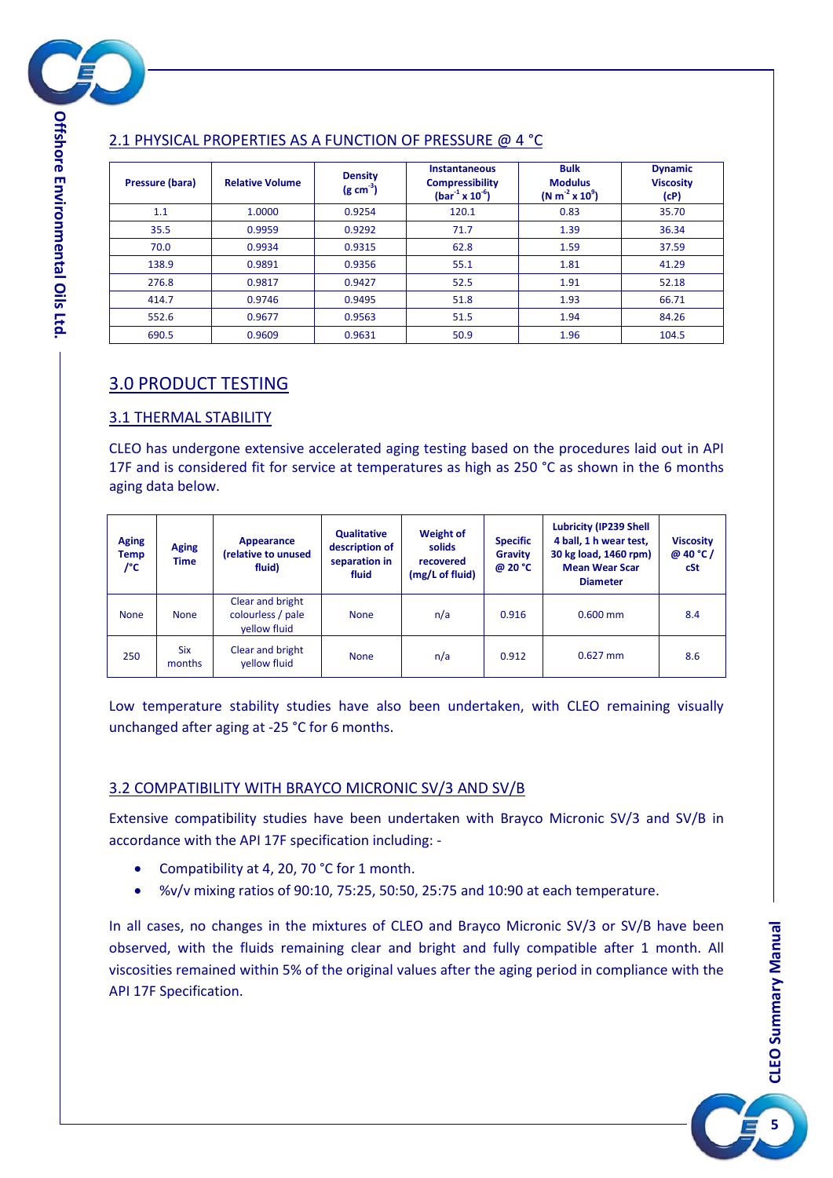## 2.1 PHYSICAL PROPERTIES AS A FUNCTION OF PRESSURE @ 4 °C

| Pressure (bara) | Relative Volume | Density ($g\ cm^{-3}$) | Instantaneous Compressibility ($bar^{-1} \times 10^{-6}$) | Bulk Modulus ($N\ m^{-2} \times 10^{9}$) | Dynamic Viscosity (cP) |
|---|---|---|---|---|---|
| 1.1 | 1.0000 | 0.9254 | 120.1 | 0.83 | 35.70 |
| 35.5 | 0.9959 | 0.9292 | 71.7 | 1.39 | 36.34 |
| 70.0 | 0.9934 | 0.9315 | 62.8 | 1.59 | 37.59 |
| 138.9 | 0.9891 | 0.9356 | 55.1 | 1.81 | 41.29 |
| 276.8 | 0.9817 | 0.9427 | 52.5 | 1.91 | 52.18 |
| 414.7 | 0.9746 | 0.9495 | 51.8 | 1.93 | 66.71 |
| 552.6 | 0.9677 | 0.9563 | 51.5 | 1.94 | 84.26 |
| 690.5 | 0.9609 | 0.9631 | 50.9 | 1.96 | 104.5 |

# 3.0 PRODUCT TESTING

## 3.1 THERMAL STABILITY

CLEO has undergone extensive accelerated aging testing based on the procedures laid out in API 17F and is considered fit for service at temperatures as high as 250 °C as shown in the 6 months aging data below.

| Aging Temp /°C | Aging Time | Appearance (relative to unused fluid) | Qualitative description of separation in fluid | Weight of solids recovered (mg/L of fluid) | Specific Gravity @ 20 °C | Lubricity (IP239 Shell 4 ball, 1 h wear test, 30 kg load, 1460 rpm) Mean Wear Scar Diameter | Viscosity @ 40 °C / cSt |
|---|---|---|---|---|---|---|---|
| None | None | Clear and bright colourless / pale yellow fluid | None | n/a | 0.916 | 0.600 mm | 8.4 |
| 250 | Six months | Clear and bright yellow fluid | None | n/a | 0.912 | 0.627 mm | 8.6 |

Low temperature stability studies have also been undertaken, with CLEO remaining visually unchanged after aging at -25 °C for 6 months.

## 3.2 COMPATIBILITY WITH BRAYCO MICRONIC SV/3 AND SV/B

Extensive compatibility studies have been undertaken with Brayco Micronic SV/3 and SV/B in accordance with the API 17F specification including: -

- Compatibility at 4, 20, 70 °C for 1 month.
- %v/v mixing ratios of 90:10, 75:25, 50:50, 25:75 and 10:90 at each temperature.

In all cases, no changes in the mixtures of CLEO and Brayco Micronic SV/3 or SV/B have been observed, with the fluids remaining clear and bright and fully compatible after 1 month. All viscosities remained within 5% of the original values after the aging period in compliance with the API 17F Specification.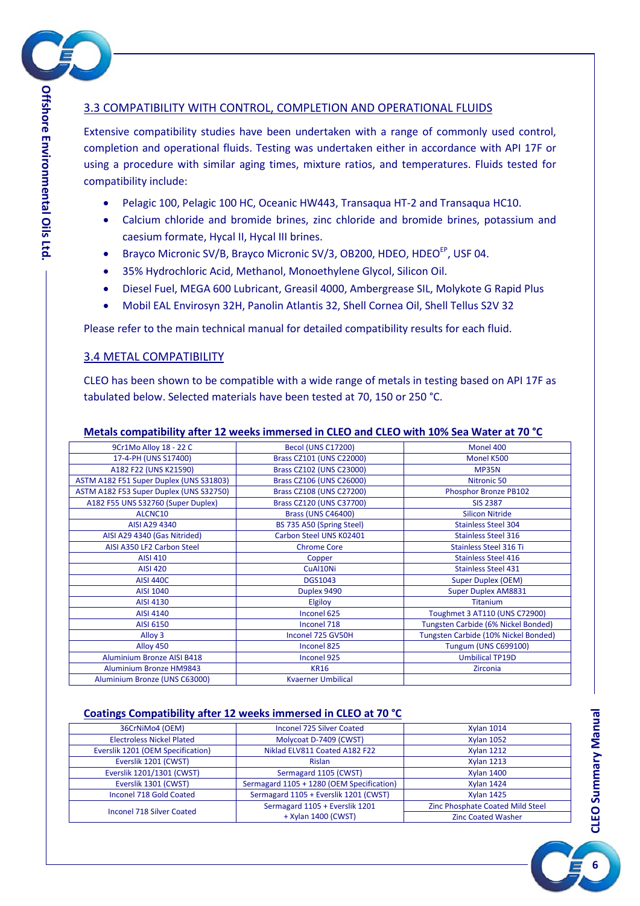## 3.3 COMPATIBILITY WITH CONTROL, COMPLETION AND OPERATIONAL FLUIDS

Extensive compatibility studies have been undertaken with a range of commonly used control, completion and operational fluids. Testing was undertaken either in accordance with API 17F or using a procedure with similar aging times, mixture ratios, and temperatures. Fluids tested for compatibility include:

- Pelagic 100, Pelagic 100 HC, Oceanic HW443, Transaqua HT-2 and Transaqua HC10.
- Calcium chloride and bromide brines, zinc chloride and bromide brines, potassium and caesium formate, Hycal II, Hycal III brines.
- Brayco Micronic SV/B, Brayco Micronic SV/3, OB200, HDEO, HDEO[EP], USF 04.
- 35% Hydrochloric Acid, Methanol, Monoethylene Glycol, Silicon Oil.
- Diesel Fuel, MEGA 600 Lubricant, Greasil 4000, Ambergrease SIL, Molykote G Rapid Plus
- Mobil EAL Envirosyn 32H, Panolin Atlantis 32, Shell Cornea Oil, Shell Tellus S2V 32

Please refer to the main technical manual for detailed compatibility results for each fluid.

## 3.4 METAL COMPATIBILITY

CLEO has been shown to be compatible with a wide range of metals in testing based on API 17F as tabulated below. Selected materials have been tested at 70, 150 or 250 °C.

**Metals compatibility after 12 weeks immersed in CLEO and CLEO with 10% Sea Water at 70 °C**

| | | |
|---|---|---|
| 9Cr1Mo Alloy 18 - 22 C | Becol (UNS C17200) | Monel 400 |
| 17-4-PH (UNS S17400) | Brass CZ101 (UNS C22000) | Monel K500 |
| A182 F22 (UNS K21590) | Brass CZ102 (UNS C23000) | MP35N |
| ASTM A182 F51 Super Duplex (UNS S31803) | Brass CZ106 (UNS C26000) | Nitronic 50 |
| ASTM A182 F53 Super Duplex (UNS S32750) | Brass CZ108 (UNS C27200) | Phosphor Bronze PB102 |
| A182 F55 UNS S32760 (Super Duplex) | Brass CZ120 (UNS C37700) | SIS 2387 |
| ALCNC10 | Brass (UNS C46400) | Silicon Nitride |
| AISI A29 4340 | BS 735 A50 (Spring Steel) | Stainless Steel 304 |
| AISI A29 4340 (Gas Nitrided) | Carbon Steel UNS K02401 | Stainless Steel 316 |
| AISI A350 LF2 Carbon Steel | Chrome Core | Stainless Steel 316 Ti |
| AISI 410 | Copper | Stainless Steel 416 |
| AISI 420 | CuAl10Ni | Stainless Steel 431 |
| AISI 440C | DGS1043 | Super Duplex (OEM) |
| AISI 1040 | Duplex 9490 | Super Duplex AM8831 |
| AISI 4130 | Elgiloy | Titanium |
| AISI 4140 | Inconel 625 | Toughmet 3 AT110 (UNS C72900) |
| AISI 6150 | Inconel 718 | Tungsten Carbide (6% Nickel Bonded) |
| Alloy 3 | Inconel 725 GV50H | Tungsten Carbide (10% Nickel Bonded) |
| Alloy 450 | Inconel 825 | Tungum (UNS C699100) |
| Aluminium Bronze AISI B418 | Inconel 925 | Umbilical TP19D |
| Aluminium Bronze HM9843 | KR16 | Zirconia |
| Aluminium Bronze (UNS C63000) | Kvaerner Umbilical | |

**Coatings Compatibility after 12 weeks immersed in CLEO at 70 °C**

| | | |
|---|---|---|
| 36CrNiMo4 (OEM) | Inconel 725 Silver Coated | Xylan 1014 |
| Electroless Nickel Plated | Molycoat D-7409 (CWST) | Xylan 1052 |
| Everslik 1201 (OEM Specification) | Niklad ELV811 Coated A182 F22 | Xylan 1212 |
| Everslik 1201 (CWST) | Rislan | Xylan 1213 |
| Everslik 1201/1301 (CWST) | Sermagard 1105 (CWST) | Xylan 1400 |
| Everslik 1301 (CWST) | Sermagard 1105 + 1280 (OEM Specification) | Xylan 1424 |
| Inconel 718 Gold Coated | Sermagard 1105 + Everslik 1201 (CWST) | Xylan 1425 |
| Inconel 718 Silver Coated | Sermagard 1105 + Everslik 1201 + Xylan 1400 (CWST) | Zinc Phosphate Coated Mild Steel |
| | | Zinc Coated Washer |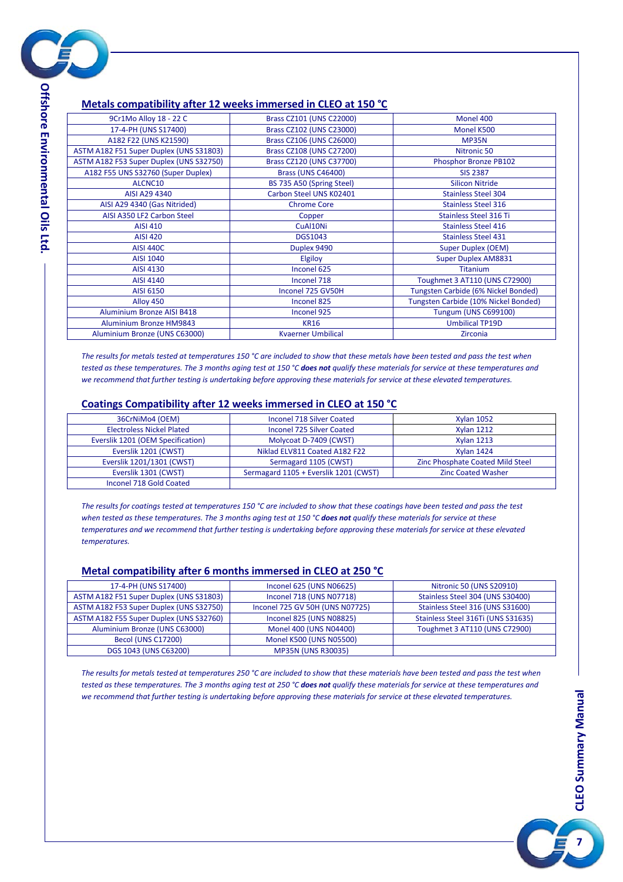## Metals compatibility after 12 weeks immersed in CLEO at 150 °C

| | | |
|---|---|---|
| 9Cr1Mo Alloy 18 - 22 C | Brass CZ101 (UNS C22000) | Monel 400 |
| 17-4-PH (UNS S17400) | Brass CZ102 (UNS C23000) | Monel K500 |
| A182 F22 (UNS K21590) | Brass CZ106 (UNS C26000) | MP35N |
| ASTM A182 F51 Super Duplex (UNS S31803) | Brass CZ108 (UNS C27200) | Nitronic 50 |
| ASTM A182 F53 Super Duplex (UNS S32750) | Brass CZ120 (UNS C37700) | Phosphor Bronze PB102 |
| A182 F55 UNS S32760 (Super Duplex) | Brass (UNS C46400) | SIS 2387 |
| ALCNC10 | BS 735 A50 (Spring Steel) | Silicon Nitride |
| AISI A29 4340 | Carbon Steel UNS K02401 | Stainless Steel 304 |
| AISI A29 4340 (Gas Nitrided) | Chrome Core | Stainless Steel 316 |
| AISI A350 LF2 Carbon Steel | Copper | Stainless Steel 316 Ti |
| AISI 410 | CuAl10Ni | Stainless Steel 416 |
| AISI 420 | DGS1043 | Stainless Steel 431 |
| AISI 440C | Duplex 9490 | Super Duplex (OEM) |
| AISI 1040 | Elgiloy | Super Duplex AM8831 |
| AISI 4130 | Inconel 625 | Titanium |
| AISI 4140 | Inconel 718 | Toughmet 3 AT110 (UNS C72900) |
| AISI 6150 | Inconel 725 GV50H | Tungsten Carbide (6% Nickel Bonded) |
| Alloy 450 | Inconel 825 | Tungsten Carbide (10% Nickel Bonded) |
| Aluminium Bronze AISI B418 | Inconel 925 | Tungum (UNS C699100) |
| Aluminium Bronze HM9843 | KR16 | Umbilical TP19D |
| Aluminium Bronze (UNS C63000) | Kvaerner Umbilical | Zirconia |

*The results for metals tested at temperatures 150 °C are included to show that these metals have been tested and pass the test when tested as these temperatures. The 3 months aging test at 150 °C **does not** qualify these materials for service at these temperatures and we recommend that further testing is undertaking before approving these materials for service at these elevated temperatures.*

## Coatings Compatibility after 12 weeks immersed in CLEO at 150 °C

| | | |
|---|---|---|
| 36CrNiMo4 (OEM) | Inconel 718 Silver Coated | Xylan 1052 |
| Electroless Nickel Plated | Inconel 725 Silver Coated | Xylan 1212 |
| Everslik 1201 (OEM Specification) | Molycoat D-7409 (CWST) | Xylan 1213 |
| Everslik 1201 (CWST) | Niklad ELV811 Coated A182 F22 | Xylan 1424 |
| Everslik 1201/1301 (CWST) | Sermagard 1105 (CWST) | Zinc Phosphate Coated Mild Steel |
| Everslik 1301 (CWST) | Sermagard 1105 + Everslik 1201 (CWST) | Zinc Coated Washer |
| Inconel 718 Gold Coated | | |

*The results for coatings tested at temperatures 150 °C are included to show that these coatings have been tested and pass the test when tested as these temperatures. The 3 months aging test at 150 °C **does not** qualify these materials for service at these temperatures and we recommend that further testing is undertaking before approving these materials for service at these elevated temperatures.*

## Metal compatibility after 6 months immersed in CLEO at 250 °C

| | | |
|---|---|---|
| 17-4-PH (UNS S17400) | Inconel 625 (UNS N06625) | Nitronic 50 (UNS S20910) |
| ASTM A182 F51 Super Duplex (UNS S31803) | Inconel 718 (UNS N07718) | Stainless Steel 304 (UNS S30400) |
| ASTM A182 F53 Super Duplex (UNS S32750) | Inconel 725 GV 50H (UNS N07725) | Stainless Steel 316 (UNS S31600) |
| ASTM A182 F55 Super Duplex (UNS S32760) | Inconel 825 (UNS N08825) | Stainless Steel 316Ti (UNS S31635) |
| Aluminium Bronze (UNS C63000) | Monel 400 (UNS N04400) | Toughmet 3 AT110 (UNS C72900) |
| Becol (UNS C17200) | Monel K500 (UNS N05500) | |
| DGS 1043 (UNS C63200) | MP35N (UNS R30035) | |

*The results for metals tested at temperatures 250 °C are included to show that these materials have been tested and pass the test when tested as these temperatures. The 3 months aging test at 250 °C **does not** qualify these materials for service at these temperatures and we recommend that further testing is undertaking before approving these materials for service at these elevated temperatures.*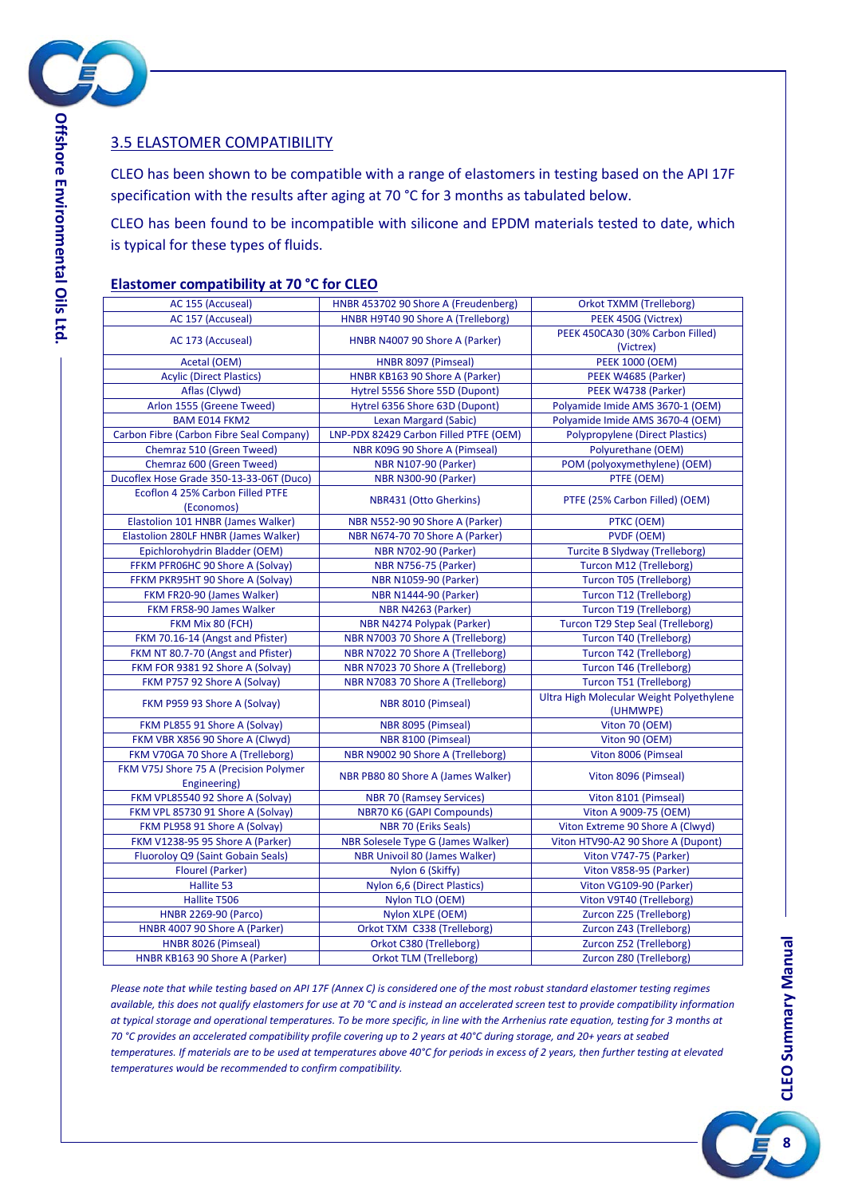## 3.5 ELASTOMER COMPATIBILITY

CLEO has been shown to be compatible with a range of elastomers in testing based on the API 17F specification with the results after aging at 70 °C for 3 months as tabulated below.

CLEO has been found to be incompatible with silicone and EPDM materials tested to date, which is typical for these types of fluids.

**Elastomer compatibility at 70 °C for CLEO**

| | | |
|---|---|---|
| AC 155 (Accuseal) | HNBR 453702 90 Shore A (Freudenberg) | Orkot TXMM (Trelleborg) |
| AC 157 (Accuseal) | HNBR H9T40 90 Shore A (Trelleborg) | PEEK 450G (Victrex) |
| AC 173 (Accuseal) | HNBR N4007 90 Shore A (Parker) | PEEK 450CA30 (30% Carbon Filled) (Victrex) |
| Acetal (OEM) | HNBR 8097 (Pimseal) | PEEK 1000 (OEM) |
| Acylic (Direct Plastics) | HNBR KB163 90 Shore A (Parker) | PEEK W4685 (Parker) |
| Aflas (Clywd) | Hytrel 5556 Shore 55D (Dupont) | PEEK W4738 (Parker) |
| Arlon 1555 (Greene Tweed) | Hytrel 6356 Shore 63D (Dupont) | Polyamide Imide AMS 3670-1 (OEM) |
| BAM E014 FKM2 | Lexan Margard (Sabic) | Polyamide Imide AMS 3670-4 (OEM) |
| Carbon Fibre (Carbon Fibre Seal Company) | LNP-PDX 82429 Carbon Filled PTFE (OEM) | Polypropylene (Direct Plastics) |
| Chemraz 510 (Green Tweed) | NBR K09G 90 Shore A (Pimseal) | Polyurethane (OEM) |
| Chemraz 600 (Green Tweed) | NBR N107-90 (Parker) | POM (polyoxymethylene) (OEM) |
| Ducoflex Hose Grade 350-13-33-06T (Duco) | NBR N300-90 (Parker) | PTFE (OEM) |
| Ecoflon 4 25% Carbon Filled PTFE (Economos) | NBR431 (Otto Gherkins) | PTFE (25% Carbon Filled) (OEM) |
| Elastolion 101 HNBR (James Walker) | NBR N552-90 90 Shore A (Parker) | PTKC (OEM) |
| Elastolion 280LF HNBR (James Walker) | NBR N674-70 70 Shore A (Parker) | PVDF (OEM) |
| Epichlorohydrin Bladder (OEM) | NBR N702-90 (Parker) | Turcite B Slydway (Trelleborg) |
| FFKM PFR06HC 90 Shore A (Solvay) | NBR N756-75 (Parker) | Turcon M12 (Trelleborg) |
| FFKM PKR95HT 90 Shore A (Solvay) | NBR N1059-90 (Parker) | Turcon T05 (Trelleborg) |
| FKM FR20-90 (James Walker) | NBR N1444-90 (Parker) | Turcon T12 (Trelleborg) |
| FKM FR58-90 James Walker | NBR N4263 (Parker) | Turcon T19 (Trelleborg) |
| FKM Mix 80 (FCH) | NBR N4274 Polypak (Parker) | Turcon T29 Step Seal (Trelleborg) |
| FKM 70.16-14 (Angst and Pfister) | NBR N7003 70 Shore A (Trelleborg) | Turcon T40 (Trelleborg) |
| FKM NT 80.7-70 (Angst and Pfister) | NBR N7022 70 Shore A (Trelleborg) | Turcon T42 (Trelleborg) |
| FKM FOR 9381 92 Shore A (Solvay) | NBR N7023 70 Shore A (Trelleborg) | Turcon T46 (Trelleborg) |
| FKM P757 92 Shore A (Solvay) | NBR N7083 70 Shore A (Trelleborg) | Turcon T51 (Trelleborg) |
| FKM P959 93 Shore A (Solvay) | NBR 8010 (Pimseal) | Ultra High Molecular Weight Polyethylene (UHMWPE) |
| FKM PL855 91 Shore A (Solvay) | NBR 8095 (Pimseal) | Viton 70 (OEM) |
| FKM VBR X856 90 Shore A (Clwyd) | NBR 8100 (Pimseal) | Viton 90 (OEM) |
| FKM V70GA 70 Shore A (Trelleborg) | NBR N9002 90 Shore A (Trelleborg) | Viton 8006 (Pimseal |
| FKM V75J Shore 75 A (Precision Polymer Engineering) | NBR PB80 80 Shore A (James Walker) | Viton 8096 (Pimseal) |
| FKM VPL85540 92 Shore A (Solvay) | NBR 70 (Ramsey Services) | Viton 8101 (Pimseal) |
| FKM VPL 85730 91 Shore A (Solvay) | NBR70 K6 (GAPI Compounds) | Viton A 9009-75 (OEM) |
| FKM PL958 91 Shore A (Solvay) | NBR 70 (Eriks Seals) | Viton Extreme 90 Shore A (Clwyd) |
| FKM V1238-95 95 Shore A (Parker) | NBR Solesele Type G (James Walker) | Viton HTV90-A2 90 Shore A (Dupont) |
| Fluoroloy Q9 (Saint Gobain Seals) | NBR Univoil 80 (James Walker) | Viton V747-75 (Parker) |
| Flourel (Parker) | Nylon 6 (Skiffy) | Viton V858-95 (Parker) |
| Hallite 53 | Nylon 6,6 (Direct Plastics) | Viton VG109-90 (Parker) |
| Hallite T506 | Nylon TLO (OEM) | Viton V9T40 (Trelleborg) |
| HNBR 2269-90 (Parco) | Nylon XLPE (OEM) | Zurcon Z25 (Trelleborg) |
| HNBR 4007 90 Shore A (Parker) | Orkot TXM C338 (Trelleborg) | Zurcon Z43 (Trelleborg) |
| HNBR 8026 (Pimseal) | Orkot C380 (Trelleborg) | Zurcon Z52 (Trelleborg) |
| HNBR KB163 90 Shore A (Parker) | Orkot TLM (Trelleborg) | Zurcon Z80 (Trelleborg) |

*Please note that while testing based on API 17F (Annex C) is considered one of the most robust standard elastomer testing regimes available, this does not qualify elastomers for use at 70 °C and is instead an accelerated screen test to provide compatibility information at typical storage and operational temperatures. To be more specific, in line with the Arrhenius rate equation, testing for 3 months at 70 °C provides an accelerated compatibility profile covering up to 2 years at 40°C during storage, and 20+ years at seabed temperatures. If materials are to be used at temperatures above 40°C for periods in excess of 2 years, then further testing at elevated temperatures would be recommended to confirm compatibility.*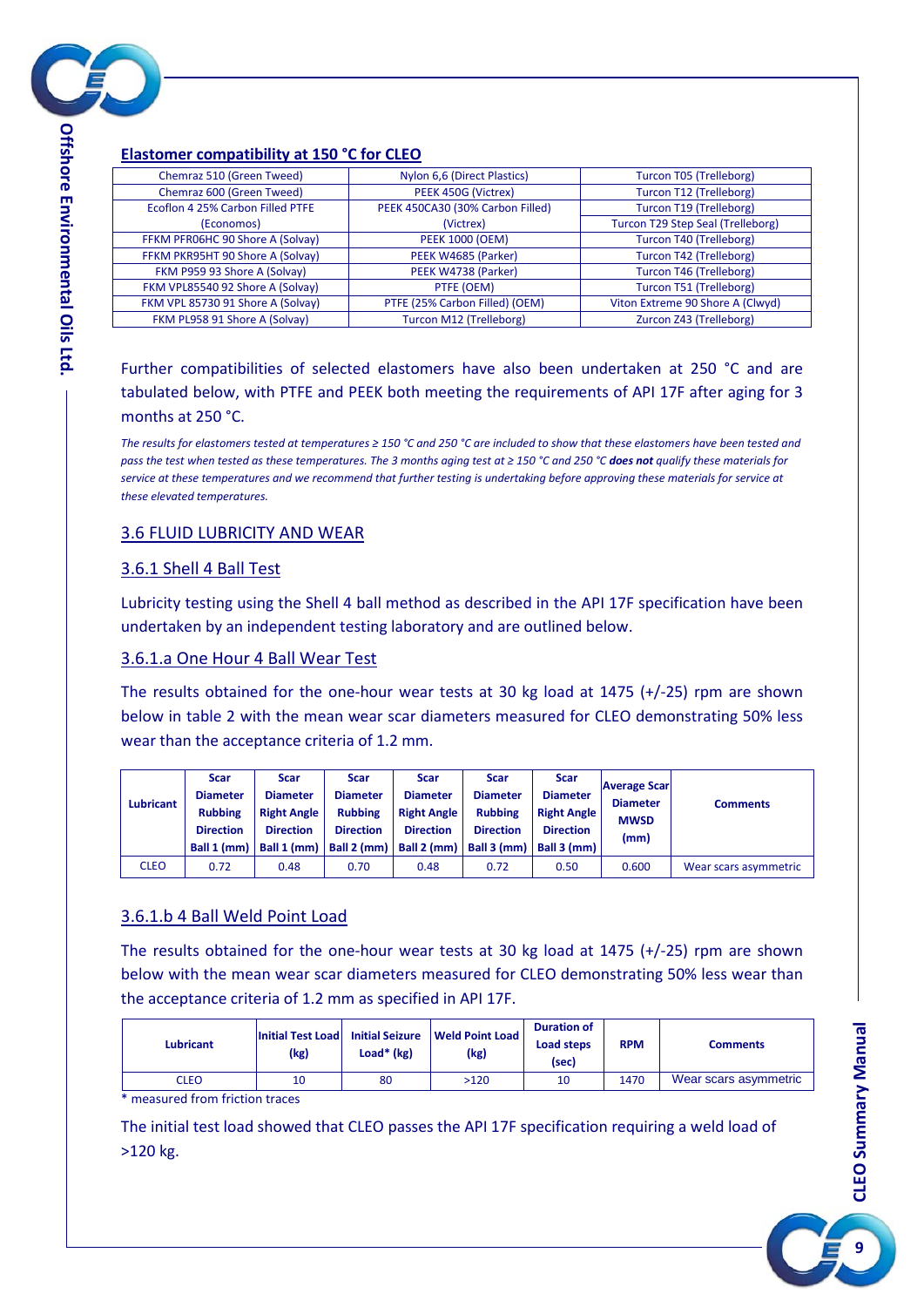## Elastomer compatibility at 150 °C for CLEO

| | | |
|---|---|---|
| Chemraz 510 (Green Tweed) | Nylon 6,6 (Direct Plastics) | Turcon T05 (Trelleborg) |
| Chemraz 600 (Green Tweed) | PEEK 450G (Victrex) | Turcon T12 (Trelleborg) |
| Ecoflon 4 25% Carbon Filled PTFE (Economos) | PEEK 450CA30 (30% Carbon Filled) (Victrex) | Turcon T19 (Trelleborg)<br>Turcon T29 Step Seal (Trelleborg) |
| FFKM PFR06HC 90 Shore A (Solvay) | PEEK 1000 (OEM) | Turcon T40 (Trelleborg) |
| FFKM PKR95HT 90 Shore A (Solvay) | PEEK W4685 (Parker) | Turcon T42 (Trelleborg) |
| FKM P959 93 Shore A (Solvay) | PEEK W4738 (Parker) | Turcon T46 (Trelleborg) |
| FKM VPL85540 92 Shore A (Solvay) | PTFE (OEM) | Turcon T51 (Trelleborg) |
| FKM VPL 85730 91 Shore A (Solvay) | PTFE (25% Carbon Filled) (OEM) | Viton Extreme 90 Shore A (Clwyd) |
| FKM PL958 91 Shore A (Solvay) | Turcon M12 (Trelleborg) | Zurcon Z43 (Trelleborg) |

Further compatibilities of selected elastomers have also been undertaken at 250 °C and are tabulated below, with PTFE and PEEK both meeting the requirements of API 17F after aging for 3 months at 250 °C.

*The results for elastomers tested at temperatures ≥ 150 °C and 250 °C are included to show that these elastomers have been tested and pass the test when tested as these temperatures. The 3 months aging test at ≥ 150 °C and 250 °C **does not** qualify these materials for service at these temperatures and we recommend that further testing is undertaking before approving these materials for service at these elevated temperatures.*

## 3.6 FLUID LUBRICITY AND WEAR

### 3.6.1 Shell 4 Ball Test

Lubricity testing using the Shell 4 ball method as described in the API 17F specification have been undertaken by an independent testing laboratory and are outlined below.

#### 3.6.1.a One Hour 4 Ball Wear Test

The results obtained for the one-hour wear tests at 30 kg load at 1475 (+/-25) rpm are shown below in table 2 with the mean wear scar diameters measured for CLEO demonstrating 50% less wear than the acceptance criteria of 1.2 mm.

| Lubricant | Scar Diameter Rubbing Direction Ball 1 (mm) | Scar Diameter Right Angle Direction Ball 1 (mm) | Scar Diameter Rubbing Direction Ball 2 (mm) | Scar Diameter Right Angle Direction Ball 2 (mm) | Scar Diameter Rubbing Direction Ball 3 (mm) | Scar Diameter Right Angle Direction Ball 3 (mm) | Average Scar Diameter MWSD (mm) | Comments |
|---|---|---|---|---|---|---|---|---|
| CLEO | 0.72 | 0.48 | 0.70 | 0.48 | 0.72 | 0.50 | 0.600 | Wear scars asymmetric |

#### 3.6.1.b 4 Ball Weld Point Load

The results obtained for the one-hour wear tests at 30 kg load at 1475 (+/-25) rpm are shown below with the mean wear scar diameters measured for CLEO demonstrating 50% less wear than the acceptance criteria of 1.2 mm as specified in API 17F.

| Lubricant | Initial Test Load (kg) | Initial Seizure Load* (kg) | Weld Point Load (kg) | Duration of Load steps (sec) | RPM | Comments |
|---|---|---|---|---|---|---|
| CLEO | 10 | 80 | >120 | 10 | 1470 | Wear scars asymmetric |

\* measured from friction traces

The initial test load showed that CLEO passes the API 17F specification requiring a weld load of >120 kg.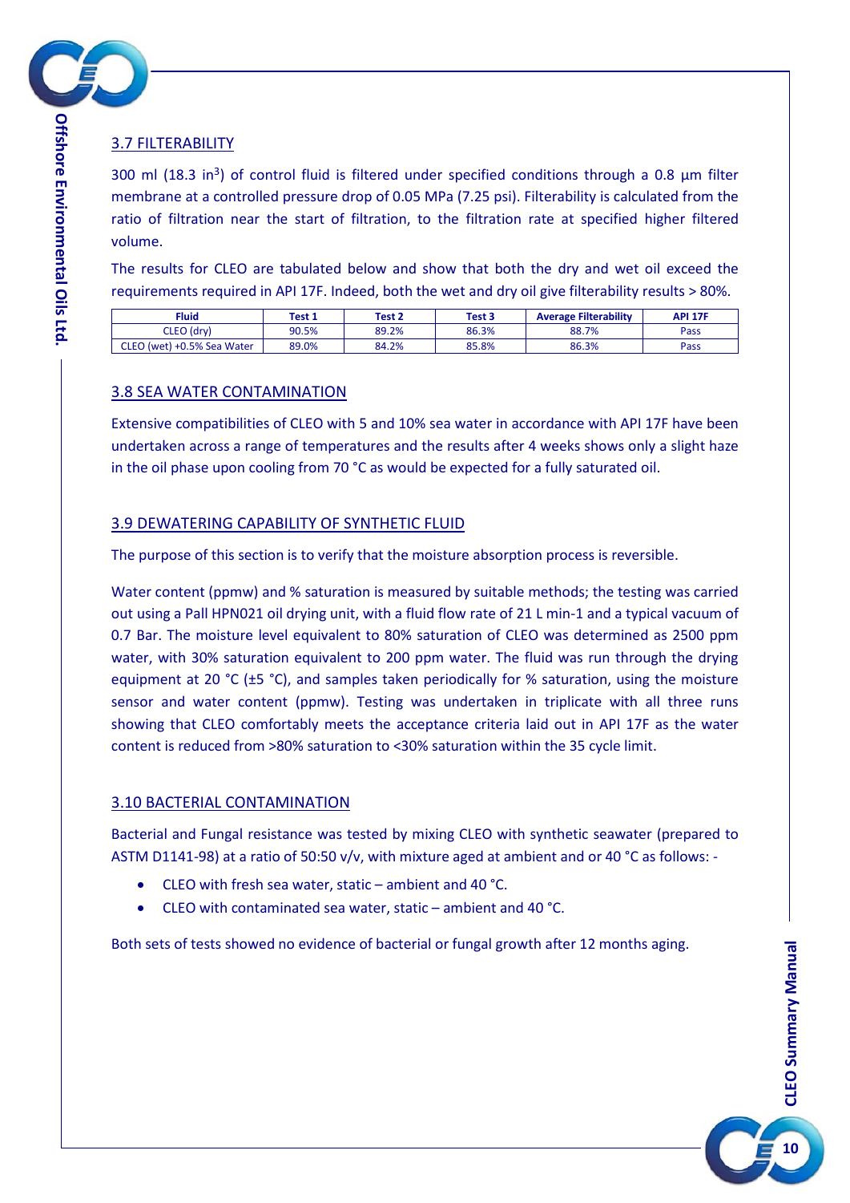## 3.7 FILTERABILITY

300 ml (18.3 in$^3$) of control fluid is filtered under specified conditions through a 0.8 µm filter membrane at a controlled pressure drop of 0.05 MPa (7.25 psi). Filterability is calculated from the ratio of filtration near the start of filtration, to the filtration rate at specified higher filtered volume.

The results for CLEO are tabulated below and show that both the dry and wet oil exceed the requirements required in API 17F. Indeed, both the wet and dry oil give filterability results > 80%.

| Fluid | Test 1 | Test 2 | Test 3 | Average Filterability | API 17F |
|---|---|---|---|---|---|
| CLEO (dry) | 90.5% | 89.2% | 86.3% | 88.7% | Pass |
| CLEO (wet) +0.5% Sea Water | 89.0% | 84.2% | 85.8% | 86.3% | Pass |

## 3.8 SEA WATER CONTAMINATION

Extensive compatibilities of CLEO with 5 and 10% sea water in accordance with API 17F have been undertaken across a range of temperatures and the results after 4 weeks shows only a slight haze in the oil phase upon cooling from 70 °C as would be expected for a fully saturated oil.

## 3.9 DEWATERING CAPABILITY OF SYNTHETIC FLUID

The purpose of this section is to verify that the moisture absorption process is reversible.

Water content (ppmw) and % saturation is measured by suitable methods; the testing was carried out using a Pall HPN021 oil drying unit, with a fluid flow rate of 21 L min-1 and a typical vacuum of 0.7 Bar. The moisture level equivalent to 80% saturation of CLEO was determined as 2500 ppm water, with 30% saturation equivalent to 200 ppm water. The fluid was run through the drying equipment at 20 °C (±5 °C), and samples taken periodically for % saturation, using the moisture sensor and water content (ppmw). Testing was undertaken in triplicate with all three runs showing that CLEO comfortably meets the acceptance criteria laid out in API 17F as the water content is reduced from >80% saturation to <30% saturation within the 35 cycle limit.

## 3.10 BACTERIAL CONTAMINATION

Bacterial and Fungal resistance was tested by mixing CLEO with synthetic seawater (prepared to ASTM D1141-98) at a ratio of 50:50 v/v, with mixture aged at ambient and or 40 °C as follows: -

- CLEO with fresh sea water, static – ambient and 40 °C.
- CLEO with contaminated sea water, static – ambient and 40 °C.

Both sets of tests showed no evidence of bacterial or fungal growth after 12 months aging.